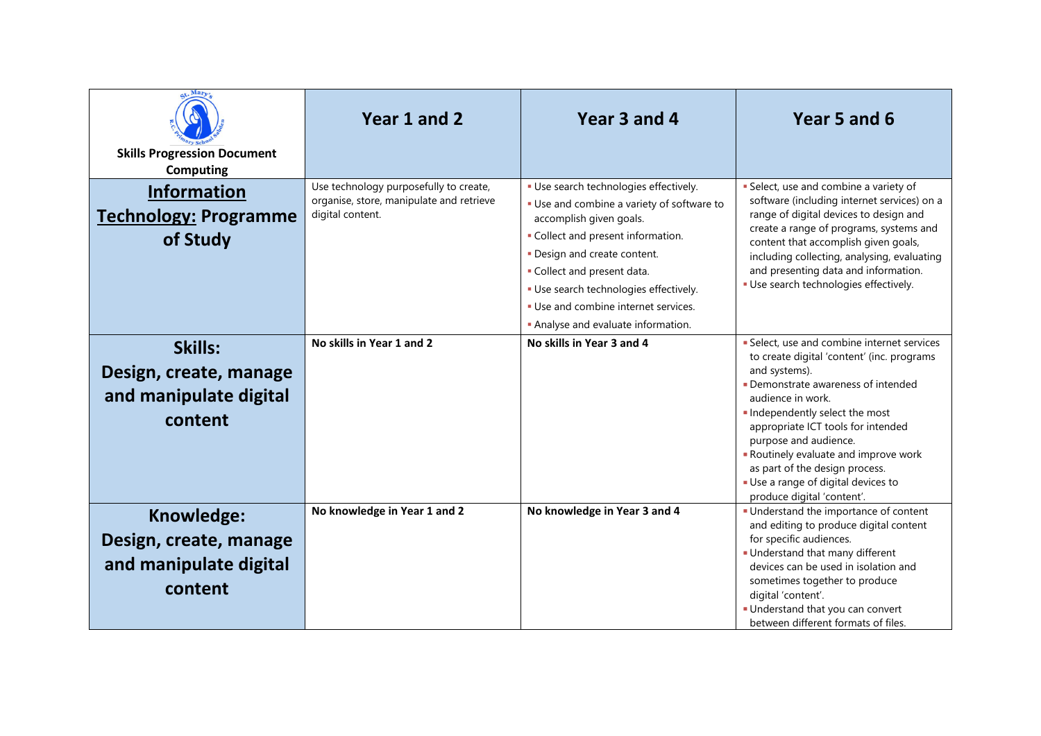| Skills Progression Document Computing | Year 1 and 2 | Year 3 and 4 | Year 5 and 6 |
|---|---|---|---|
| **Information Technology: Programme of Study** | Use technology purposefully to create, organise, store, manipulate and retrieve digital content. | ▪ Use search technologies effectively.<br>▪ Use and combine a variety of software to accomplish given goals.<br>▪ Collect and present information.<br>▪ Design and create content.<br>▪ Collect and present data.<br>▪ Use search technologies effectively.<br>▪ Use and combine internet services.<br>▪ Analyse and evaluate information. | ▪ Select, use and combine a variety of software (including internet services) on a range of digital devices to design and create a range of programs, systems and content that accomplish given goals, including collecting, analysing, evaluating and presenting data and information.<br>▪ Use search technologies effectively. |
| **Skills: Design, create, manage and manipulate digital content** | **No skills in Year 1 and 2** | **No skills in Year 3 and 4** | ▪ Select, use and combine internet services to create digital 'content' (inc. programs and systems).<br>▪ Demonstrate awareness of intended audience in work.<br>▪ Independently select the most appropriate ICT tools for intended purpose and audience.<br>▪ Routinely evaluate and improve work as part of the design process.<br>▪ Use a range of digital devices to produce digital 'content'. |
| **Knowledge: Design, create, manage and manipulate digital content** | **No knowledge in Year 1 and 2** | **No knowledge in Year 3 and 4** | ▪ Understand the importance of content and editing to produce digital content for specific audiences.<br>▪ Understand that many different devices can be used in isolation and sometimes together to produce digital 'content'.<br>▪ Understand that you can convert between different formats of files. |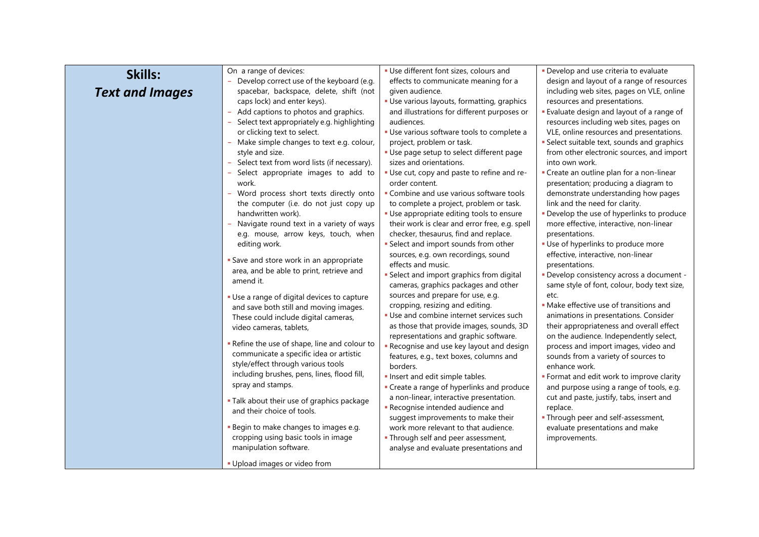| **Skills:** ***Text and Images*** | | | |
|---|---|---|---|
| | On a range of devices:<br>– Develop correct use of the keyboard (e.g. spacebar, backspace, delete, shift (not caps lock) and enter keys).<br>– Add captions to photos and graphics.<br>– Select text appropriately e.g. highlighting or clicking text to select.<br>– Make simple changes to text e.g. colour, style and size.<br>– Select text from word lists (if necessary).<br>– Select appropriate images to add to work.<br>– Word process short texts directly onto the computer (i.e. do not just copy up handwritten work).<br>– Navigate round text in a variety of ways e.g. mouse, arrow keys, touch, when editing work.<br>▪ Save and store work in an appropriate area, and be able to print, retrieve and amend it.<br>▪ Use a range of digital devices to capture and save both still and moving images. These could include digital cameras, video cameras, tablets,<br>▪ Refine the use of shape, line and colour to communicate a specific idea or artistic style/effect through various tools including brushes, pens, lines, flood fill, spray and stamps.<br>▪ Talk about their use of graphics package and their choice of tools.<br>▪ Begin to make changes to images e.g. cropping using basic tools in image manipulation software.<br>▪ Upload images or video from | ▪ Use different font sizes, colours and effects to communicate meaning for a given audience.<br>▪ Use various layouts, formatting, graphics and illustrations for different purposes or audiences.<br>▪ Use various software tools to complete a project, problem or task.<br>▪ Use page setup to select different page sizes and orientations.<br>▪ Use cut, copy and paste to refine and re-order content.<br>▪ Combine and use various software tools to complete a project, problem or task.<br>▪ Use appropriate editing tools to ensure their work is clear and error free, e.g. spell checker, thesaurus, find and replace.<br>▪ Select and import sounds from other sources, e.g. own recordings, sound effects and music.<br>▪ Select and import graphics from digital cameras, graphics packages and other sources and prepare for use, e.g. cropping, resizing and editing.<br>▪ Use and combine internet services such as those that provide images, sounds, 3D representations and graphic software.<br>▪ Recognise and use key layout and design features, e.g., text boxes, columns and borders.<br>▪ Insert and edit simple tables.<br>▪ Create a range of hyperlinks and produce a non-linear, interactive presentation.<br>▪ Recognise intended audience and suggest improvements to make their work more relevant to that audience.<br>▪ Through self and peer assessment, analyse and evaluate presentations and | ▪ Develop and use criteria to evaluate design and layout of a range of resources including web sites, pages on VLE, online resources and presentations.<br>▪ Evaluate design and layout of a range of resources including web sites, pages on VLE, online resources and presentations.<br>▪ Select suitable text, sounds and graphics from other electronic sources, and import into own work.<br>▪ Create an outline plan for a non-linear presentation; producing a diagram to demonstrate understanding how pages link and the need for clarity.<br>▪ Develop the use of hyperlinks to produce more effective, interactive, non-linear presentations.<br>▪ Use of hyperlinks to produce more effective, interactive, non-linear presentations.<br>▪ Develop consistency across a document - same style of font, colour, body text size, etc.<br>▪ Make effective use of transitions and animations in presentations. Consider their appropriateness and overall effect on the audience. Independently select, process and import images, video and sounds from a variety of sources to enhance work.<br>▪ Format and edit work to improve clarity and purpose using a range of tools, e.g. cut and paste, justify, tabs, insert and replace.<br>▪ Through peer and self-assessment, evaluate presentations and make improvements. |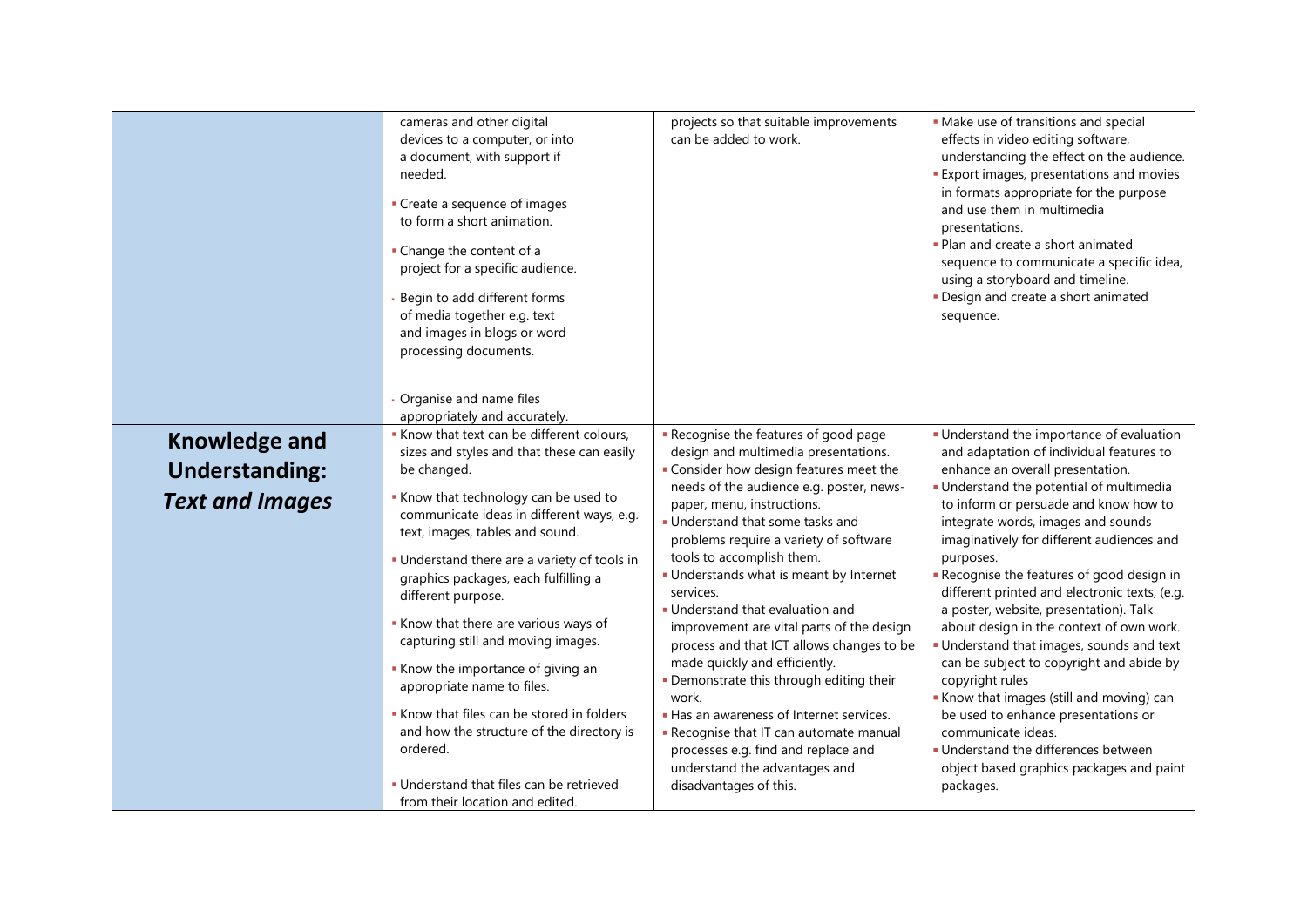| | | | |
|---|---|---|---|
| | cameras and other digital devices to a computer, or into a document, with support if needed.<br>▪ Create a sequence of images to form a short animation.<br>▪ Change the content of a project for a specific audience.<br>▪ Begin to add different forms of media together e.g. text and images in blogs or word processing documents.<br>▪ Organise and name files appropriately and accurately. | projects so that suitable improvements can be added to work. | ▪ Make use of transitions and special effects in video editing software, understanding the effect on the audience.<br>▪ Export images, presentations and movies in formats appropriate for the purpose and use them in multimedia presentations.<br>▪ Plan and create a short animated sequence to communicate a specific idea, using a storyboard and timeline.<br>▪ Design and create a short animated sequence. |
| **Knowledge and Understanding: *Text and Images*** | ▪ Know that text can be different colours, sizes and styles and that these can easily be changed.<br>▪ Know that technology can be used to communicate ideas in different ways, e.g. text, images, tables and sound.<br>▪ Understand there are a variety of tools in graphics packages, each fulfilling a different purpose.<br>▪ Know that there are various ways of capturing still and moving images.<br>▪ Know the importance of giving an appropriate name to files.<br>▪ Know that files can be stored in folders and how the structure of the directory is ordered.<br>▪ Understand that files can be retrieved from their location and edited. | ▪ Recognise the features of good page design and multimedia presentations.<br>▪ Consider how design features meet the needs of the audience e.g. poster, news-paper, menu, instructions.<br>▪ Understand that some tasks and problems require a variety of software tools to accomplish them.<br>▪ Understands what is meant by Internet services.<br>▪ Understand that evaluation and improvement are vital parts of the design process and that ICT allows changes to be made quickly and efficiently.<br>▪ Demonstrate this through editing their work.<br>▪ Has an awareness of Internet services.<br>▪ Recognise that IT can automate manual processes e.g. find and replace and understand the advantages and disadvantages of this. | ▪ Understand the importance of evaluation and adaptation of individual features to enhance an overall presentation.<br>▪ Understand the potential of multimedia to inform or persuade and know how to integrate words, images and sounds imaginatively for different audiences and purposes.<br>▪ Recognise the features of good design in different printed and electronic texts, (e.g. a poster, website, presentation). Talk about design in the context of own work.<br>▪ Understand that images, sounds and text can be subject to copyright and abide by copyright rules<br>▪ Know that images (still and moving) can be used to enhance presentations or communicate ideas.<br>▪ Understand the differences between object based graphics packages and paint packages. |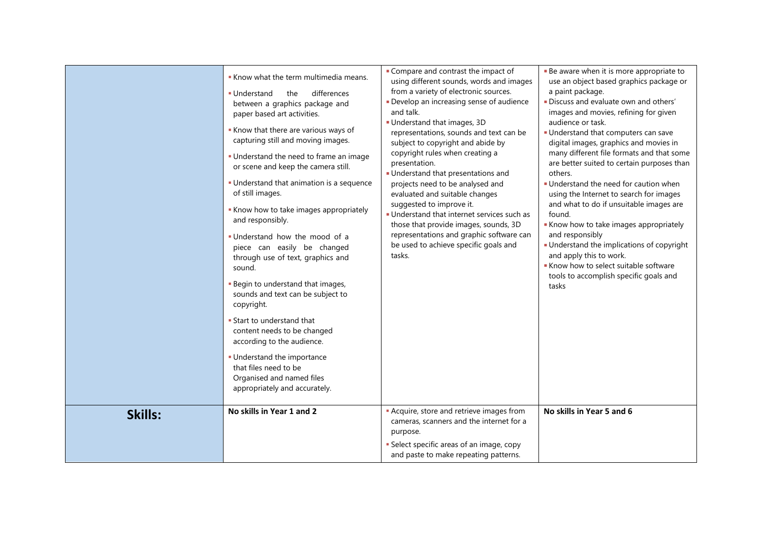| | | | |
|---|---|---|---|
| | ▪ Know what the term multimedia means.<br>▪ Understand the differences between a graphics package and paper based art activities.<br>▪ Know that there are various ways of capturing still and moving images.<br>▪ Understand the need to frame an image or scene and keep the camera still.<br>▪ Understand that animation is a sequence of still images.<br>▪ Know how to take images appropriately and responsibly.<br>▪ Understand how the mood of a piece can easily be changed through use of text, graphics and sound.<br>▪ Begin to understand that images, sounds and text can be subject to copyright.<br>▪ Start to understand that content needs to be changed according to the audience.<br>▪ Understand the importance that files need to be Organised and named files appropriately and accurately. | ▪ Compare and contrast the impact of using different sounds, words and images from a variety of electronic sources.<br>▪ Develop an increasing sense of audience and talk.<br>▪ Understand that images, 3D representations, sounds and text can be subject to copyright and abide by copyright rules when creating a presentation.<br>▪ Understand that presentations and projects need to be analysed and evaluated and suitable changes suggested to improve it.<br>▪ Understand that internet services such as those that provide images, sounds, 3D representations and graphic software can be used to achieve specific goals and tasks. | ▪ Be aware when it is more appropriate to use an object based graphics package or a paint package.<br>▪ Discuss and evaluate own and others' images and movies, refining for given audience or task.<br>▪ Understand that computers can save digital images, graphics and movies in many different file formats and that some are better suited to certain purposes than others.<br>▪ Understand the need for caution when using the Internet to search for images and what to do if unsuitable images are found.<br>▪ Know how to take images appropriately and responsibly<br>▪ Understand the implications of copyright and apply this to work.<br>▪ Know how to select suitable software tools to accomplish specific goals and tasks |
| **Skills:** | **No skills in Year 1 and 2** | ▪ Acquire, store and retrieve images from cameras, scanners and the internet for a purpose.<br>▪ Select specific areas of an image, copy and paste to make repeating patterns. | **No skills in Year 5 and 6** |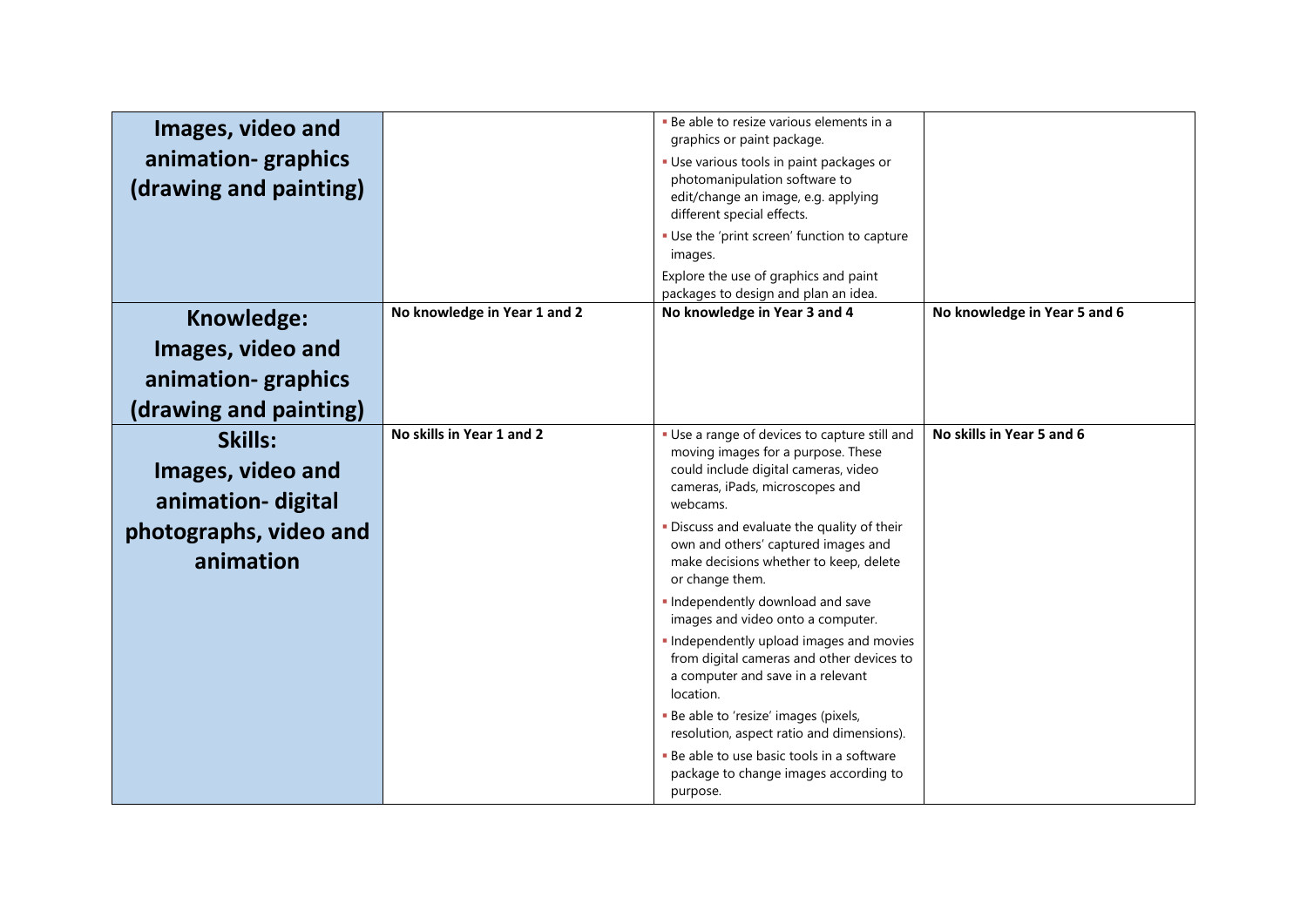| | | | |
|---|---|---|---|
| **Images, video and animation- graphics (drawing and painting)** | | ▪ Be able to resize various elements in a graphics or paint package.<br>▪ Use various tools in paint packages or photomanipulation software to edit/change an image, e.g. applying different special effects.<br>▪ Use the 'print screen' function to capture images.<br>Explore the use of graphics and paint packages to design and plan an idea. | |
| **Knowledge: Images, video and animation- graphics (drawing and painting)** | **No knowledge in Year 1 and 2** | **No knowledge in Year 3 and 4** | **No knowledge in Year 5 and 6** |
| **Skills: Images, video and animation- digital photographs, video and animation** | **No skills in Year 1 and 2** | ▪ Use a range of devices to capture still and moving images for a purpose. These could include digital cameras, video cameras, iPads, microscopes and webcams.<br>▪ Discuss and evaluate the quality of their own and others' captured images and make decisions whether to keep, delete or change them.<br>▪ Independently download and save images and video onto a computer.<br>▪ Independently upload images and movies from digital cameras and other devices to a computer and save in a relevant location.<br>▪ Be able to 'resize' images (pixels, resolution, aspect ratio and dimensions).<br>▪ Be able to use basic tools in a software package to change images according to purpose. | **No skills in Year 5 and 6** |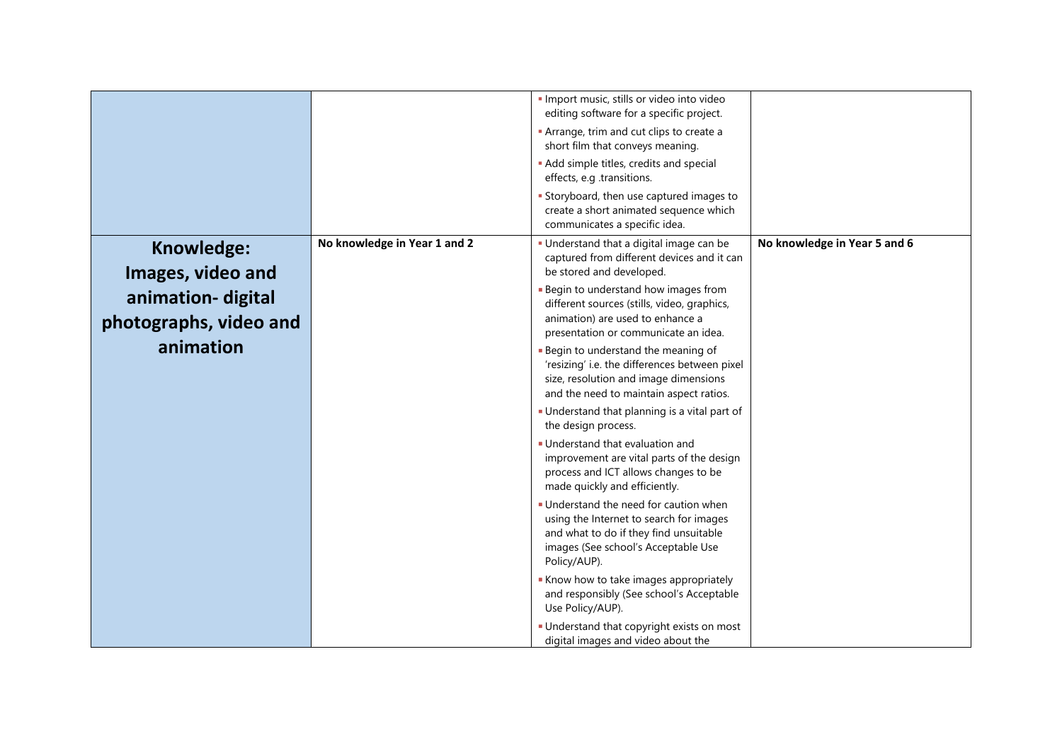| | | | |
|---|---|---|---|
| | | ▪ Import music, stills or video into video editing software for a specific project.<br>▪ Arrange, trim and cut clips to create a short film that conveys meaning.<br>▪ Add simple titles, credits and special effects, e.g .transitions.<br>▪ Storyboard, then use captured images to create a short animated sequence which communicates a specific idea. | |
| **Knowledge: Images, video and animation- digital photographs, video and animation** | **No knowledge in Year 1 and 2** | ▪ Understand that a digital image can be captured from different devices and it can be stored and developed.<br>▪ Begin to understand how images from different sources (stills, video, graphics, animation) are used to enhance a presentation or communicate an idea.<br>▪ Begin to understand the meaning of 'resizing' i.e. the differences between pixel size, resolution and image dimensions and the need to maintain aspect ratios.<br>▪ Understand that planning is a vital part of the design process.<br>▪ Understand that evaluation and improvement are vital parts of the design process and ICT allows changes to be made quickly and efficiently.<br>▪ Understand the need for caution when using the Internet to search for images and what to do if they find unsuitable images (See school's Acceptable Use Policy/AUP).<br>▪ Know how to take images appropriately and responsibly (See school's Acceptable Use Policy/AUP).<br>▪ Understand that copyright exists on most digital images and video about the | **No knowledge in Year 5 and 6** |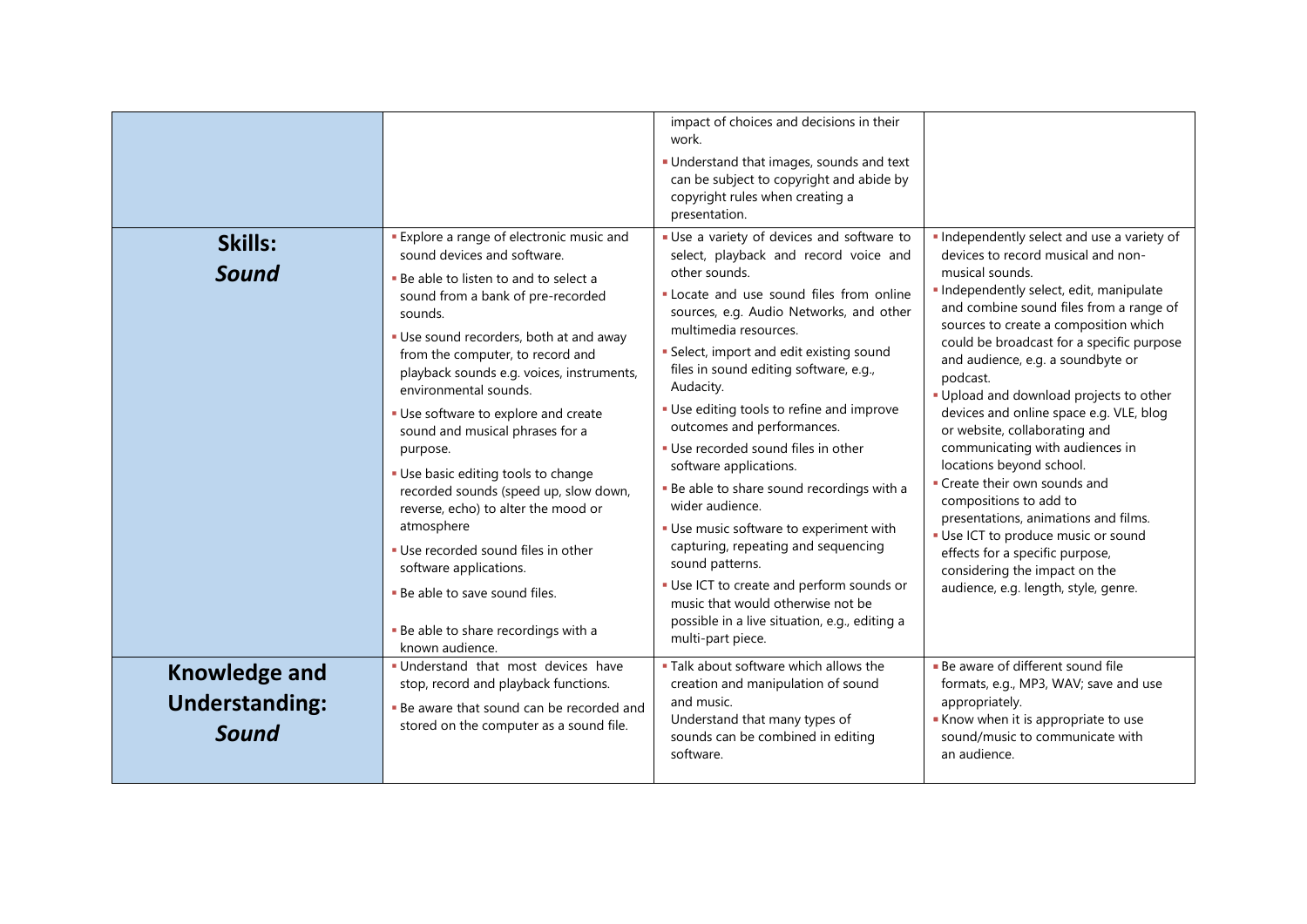| | | | |
|---|---|---|---|
| | | impact of choices and decisions in their work.<br>▪ Understand that images, sounds and text can be subject to copyright and abide by copyright rules when creating a presentation. | |
| **Skills:**<br>***Sound*** | ▪ Explore a range of electronic music and sound devices and software.<br>▪ Be able to listen to and to select a sound from a bank of pre-recorded sounds.<br>▪ Use sound recorders, both at and away from the computer, to record and playback sounds e.g. voices, instruments, environmental sounds.<br>▪ Use software to explore and create sound and musical phrases for a purpose.<br>▪ Use basic editing tools to change recorded sounds (speed up, slow down, reverse, echo) to alter the mood or atmosphere<br>▪ Use recorded sound files in other software applications.<br>▪ Be able to save sound files.<br>▪ Be able to share recordings with a known audience. | ▪ Use a variety of devices and software to select, playback and record voice and other sounds.<br>▪ Locate and use sound files from online sources, e.g. Audio Networks, and other multimedia resources.<br>▪ Select, import and edit existing sound files in sound editing software, e.g., Audacity.<br>▪ Use editing tools to refine and improve outcomes and performances.<br>▪ Use recorded sound files in other software applications.<br>▪ Be able to share sound recordings with a wider audience.<br>▪ Use music software to experiment with capturing, repeating and sequencing sound patterns.<br>▪ Use ICT to create and perform sounds or music that would otherwise not be possible in a live situation, e.g., editing a multi-part piece. | ▪ Independently select and use a variety of devices to record musical and non-musical sounds.<br>▪ Independently select, edit, manipulate and combine sound files from a range of sources to create a composition which could be broadcast for a specific purpose and audience, e.g. a soundbyte or podcast.<br>▪ Upload and download projects to other devices and online space e.g. VLE, blog or website, collaborating and communicating with audiences in locations beyond school.<br>▪ Create their own sounds and compositions to add to presentations, animations and films.<br>▪ Use ICT to produce music or sound effects for a specific purpose, considering the impact on the audience, e.g. length, style, genre. |
| **Knowledge and Understanding:**<br>***Sound*** | ▪ Understand that most devices have stop, record and playback functions.<br>▪ Be aware that sound can be recorded and stored on the computer as a sound file. | ▪ Talk about software which allows the creation and manipulation of sound and music.<br>Understand that many types of sounds can be combined in editing software. | ▪ Be aware of different sound file formats, e.g., MP3, WAV; save and use appropriately.<br>▪ Know when it is appropriate to use sound/music to communicate with an audience. |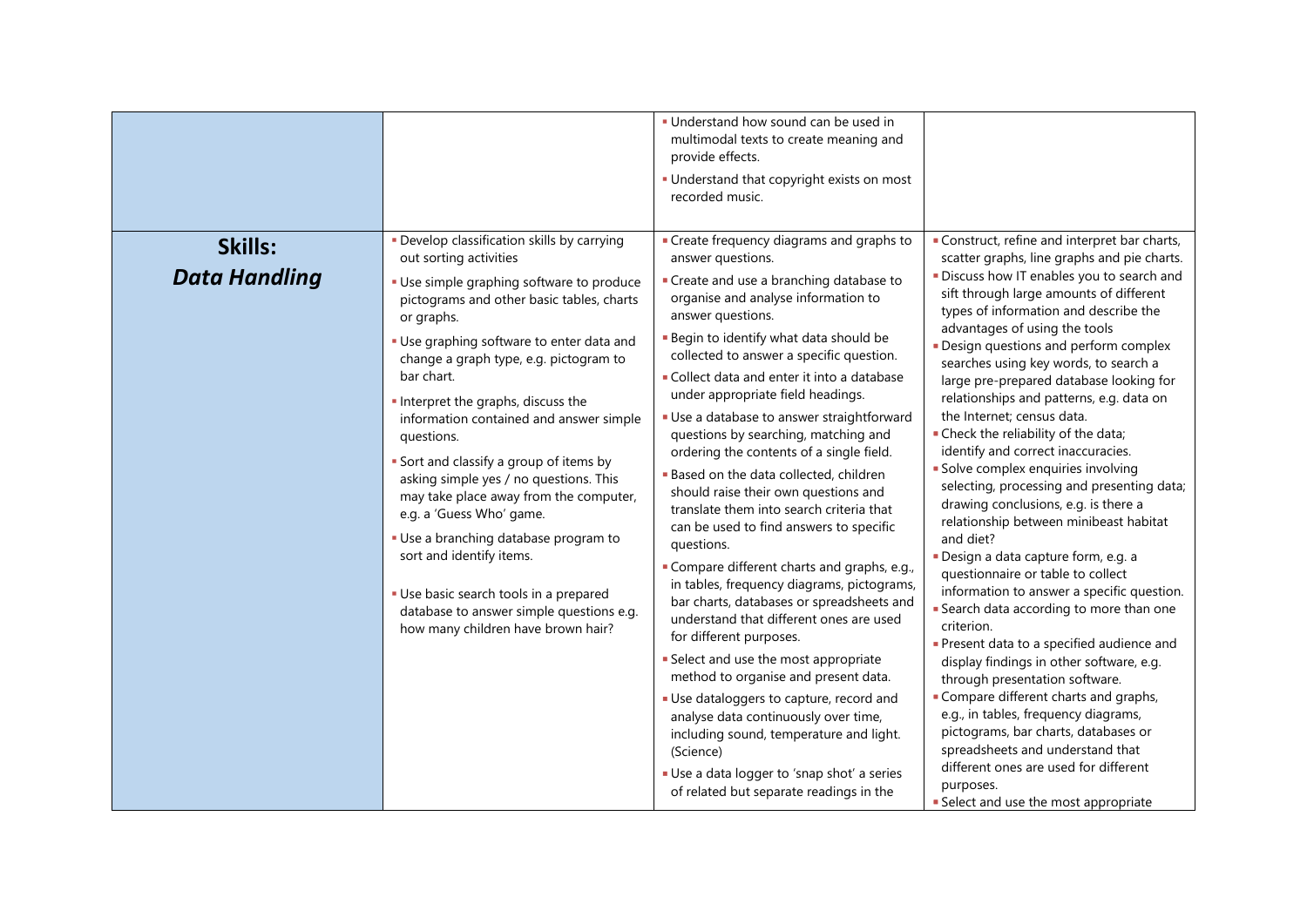| | | | |
|---|---|---|---|
| | | ▪ Understand how sound can be used in multimodal texts to create meaning and provide effects.<br>▪ Understand that copyright exists on most recorded music. | |
| **Skills:**<br>***Data Handling*** | ▪ Develop classification skills by carrying out sorting activities<br>▪ Use simple graphing software to produce pictograms and other basic tables, charts or graphs.<br>▪ Use graphing software to enter data and change a graph type, e.g. pictogram to bar chart.<br>▪ Interpret the graphs, discuss the information contained and answer simple questions.<br>▪ Sort and classify a group of items by asking simple yes / no questions. This may take place away from the computer, e.g. a 'Guess Who' game.<br>▪ Use a branching database program to sort and identify items.<br>▪ Use basic search tools in a prepared database to answer simple questions e.g. how many children have brown hair? | ▪ Create frequency diagrams and graphs to answer questions.<br>▪ Create and use a branching database to organise and analyse information to answer questions.<br>▪ Begin to identify what data should be collected to answer a specific question.<br>▪ Collect data and enter it into a database under appropriate field headings.<br>▪ Use a database to answer straightforward questions by searching, matching and ordering the contents of a single field.<br>▪ Based on the data collected, children should raise their own questions and translate them into search criteria that can be used to find answers to specific questions.<br>▪ Compare different charts and graphs, e.g., in tables, frequency diagrams, pictograms, bar charts, databases or spreadsheets and understand that different ones are used for different purposes.<br>▪ Select and use the most appropriate method to organise and present data.<br>▪ Use dataloggers to capture, record and analyse data continuously over time, including sound, temperature and light. (Science)<br>▪ Use a data logger to 'snap shot' a series of related but separate readings in the | ▪ Construct, refine and interpret bar charts, scatter graphs, line graphs and pie charts.<br>▪ Discuss how IT enables you to search and sift through large amounts of different types of information and describe the advantages of using the tools<br>▪ Design questions and perform complex searches using key words, to search a large pre-prepared database looking for relationships and patterns, e.g. data on the Internet; census data.<br>▪ Check the reliability of the data; identify and correct inaccuracies.<br>▪ Solve complex enquiries involving selecting, processing and presenting data; drawing conclusions, e.g. is there a relationship between minibeast habitat and diet?<br>▪ Design a data capture form, e.g. a questionnaire or table to collect information to answer a specific question.<br>▪ Search data according to more than one criterion.<br>▪ Present data to a specified audience and display findings in other software, e.g. through presentation software.<br>▪ Compare different charts and graphs, e.g., in tables, frequency diagrams, pictograms, bar charts, databases or spreadsheets and understand that different ones are used for different purposes.<br>▪ Select and use the most appropriate |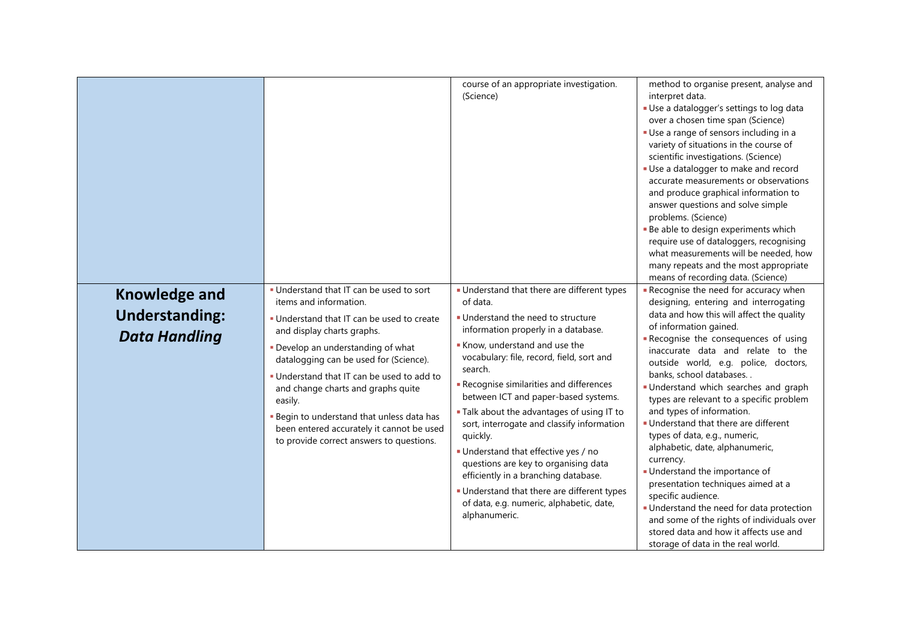| | | | |
|---|---|---|---|
| | | course of an appropriate investigation. (Science) | method to organise present, analyse and interpret data.<br>▪ Use a datalogger's settings to log data over a chosen time span (Science)<br>▪ Use a range of sensors including in a variety of situations in the course of scientific investigations. (Science)<br>▪ Use a datalogger to make and record accurate measurements or observations and produce graphical information to answer questions and solve simple problems. (Science)<br>▪ Be able to design experiments which require use of dataloggers, recognising what measurements will be needed, how many repeats and the most appropriate means of recording data. (Science) |
| **Knowledge and Understanding: *Data Handling*** | ▪ Understand that IT can be used to sort items and information.<br>▪ Understand that IT can be used to create and display charts graphs.<br>▪ Develop an understanding of what datalogging can be used for (Science).<br>▪ Understand that IT can be used to add to and change charts and graphs quite easily.<br>▪ Begin to understand that unless data has been entered accurately it cannot be used to provide correct answers to questions. | ▪ Understand that there are different types of data.<br>▪ Understand the need to structure information properly in a database.<br>▪ Know, understand and use the vocabulary: file, record, field, sort and search.<br>▪ Recognise similarities and differences between ICT and paper-based systems.<br>▪ Talk about the advantages of using IT to sort, interrogate and classify information quickly.<br>▪ Understand that effective yes / no questions are key to organising data efficiently in a branching database.<br>▪ Understand that there are different types of data, e.g. numeric, alphabetic, date, alphanumeric. | ▪ Recognise the need for accuracy when designing, entering and interrogating data and how this will affect the quality of information gained.<br>▪ Recognise the consequences of using inaccurate data and relate to the outside world, e.g. police, doctors, banks, school databases. .<br>▪ Understand which searches and graph types are relevant to a specific problem and types of information.<br>▪ Understand that there are different types of data, e.g., numeric, alphabetic, date, alphanumeric, currency.<br>▪ Understand the importance of presentation techniques aimed at a specific audience.<br>▪ Understand the need for data protection and some of the rights of individuals over stored data and how it affects use and storage of data in the real world. |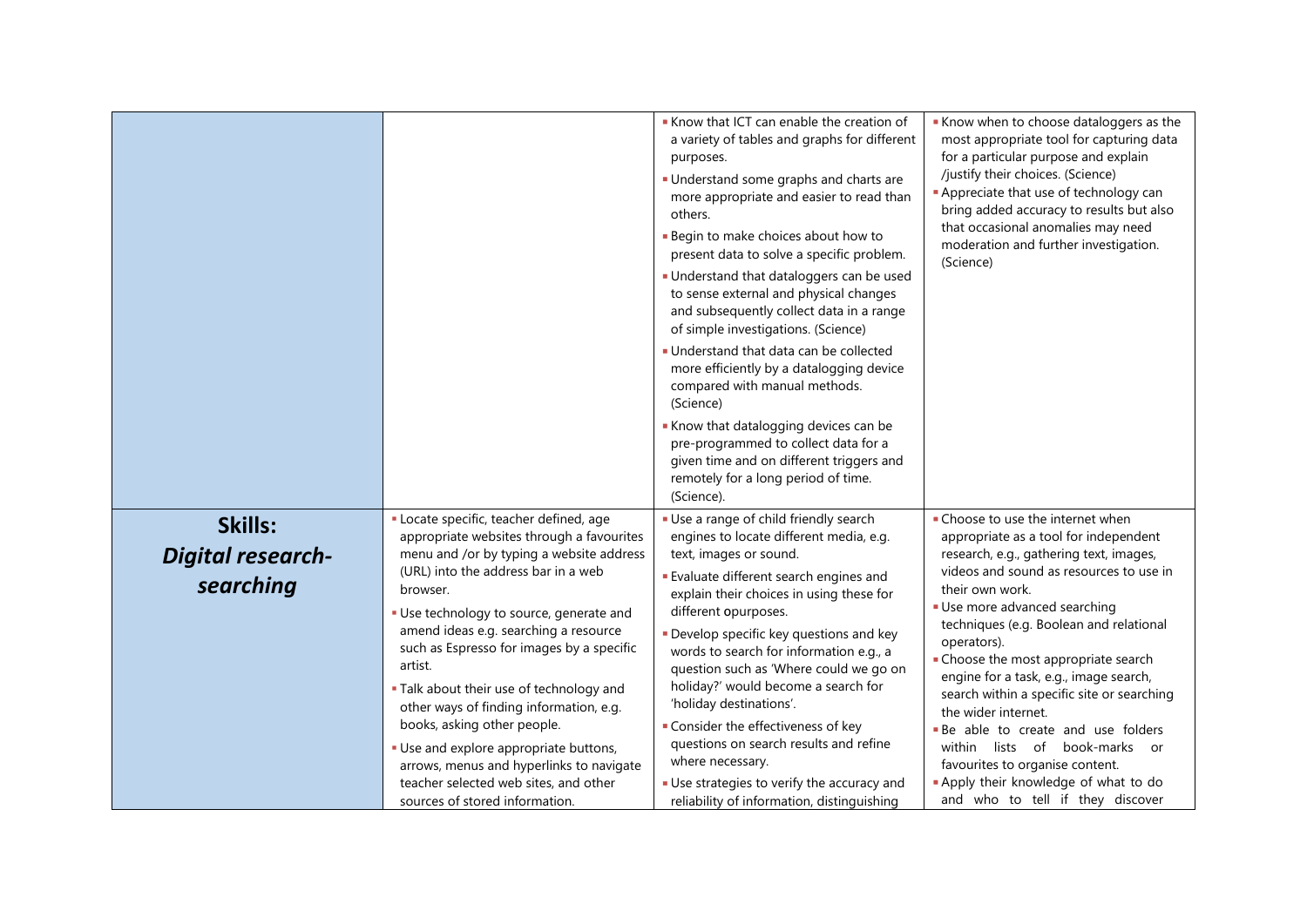| | | | |
|---|---|---|---|
| | | ▪ Know that ICT can enable the creation of a variety of tables and graphs for different purposes.<br>▪ Understand some graphs and charts are more appropriate and easier to read than others.<br>▪ Begin to make choices about how to present data to solve a specific problem.<br>▪ Understand that dataloggers can be used to sense external and physical changes and subsequently collect data in a range of simple investigations. (Science)<br>▪ Understand that data can be collected more efficiently by a datalogging device compared with manual methods. (Science)<br>▪ Know that datalogging devices can be pre-programmed to collect data for a given time and on different triggers and remotely for a long period of time. (Science). | ▪ Know when to choose dataloggers as the most appropriate tool for capturing data for a particular purpose and explain /justify their choices. (Science)<br>▪ Appreciate that use of technology can bring added accuracy to results but also that occasional anomalies may need moderation and further investigation. (Science) |
| **Skills:** ***Digital research-searching*** | ▪ Locate specific, teacher defined, age appropriate websites through a favourites menu and /or by typing a website address (URL) into the address bar in a web browser.<br>▪ Use technology to source, generate and amend ideas e.g. searching a resource such as Espresso for images by a specific artist.<br>▪ Talk about their use of technology and other ways of finding information, e.g. books, asking other people.<br>▪ Use and explore appropriate buttons, arrows, menus and hyperlinks to navigate teacher selected web sites, and other sources of stored information. | ▪ Use a range of child friendly search engines to locate different media, e.g. text, images or sound.<br>▪ Evaluate different search engines and explain their choices in using these for different opurposes.<br>▪ Develop specific key questions and key words to search for information e.g., a question such as 'Where could we go on holiday?' would become a search for 'holiday destinations'.<br>▪ Consider the effectiveness of key questions on search results and refine where necessary.<br>▪ Use strategies to verify the accuracy and reliability of information, distinguishing | ▪ Choose to use the internet when appropriate as a tool for independent research, e.g., gathering text, images, videos and sound as resources to use in their own work.<br>▪ Use more advanced searching techniques (e.g. Boolean and relational operators).<br>▪ Choose the most appropriate search engine for a task, e.g., image search, search within a specific site or searching the wider internet.<br>▪ Be able to create and use folders within lists of book-marks or favourites to organise content.<br>▪ Apply their knowledge of what to do and who to tell if they discover |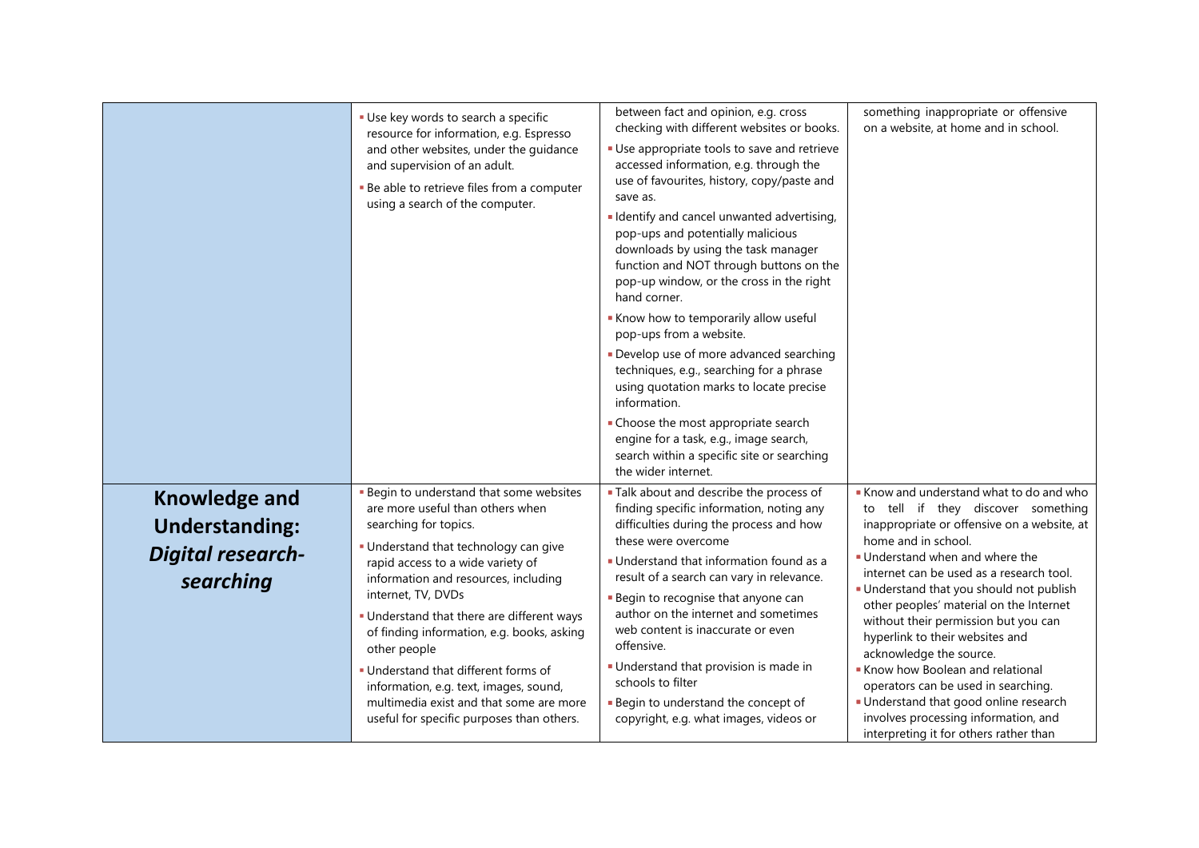| | | | |
|---|---|---|---|
| | ▪ Use key words to search a specific resource for information, e.g. Espresso and other websites, under the guidance and supervision of an adult.<br>▪ Be able to retrieve files from a computer using a search of the computer. | between fact and opinion, e.g. cross checking with different websites or books.<br>▪ Use appropriate tools to save and retrieve accessed information, e.g. through the use of favourites, history, copy/paste and save as.<br>▪ Identify and cancel unwanted advertising, pop-ups and potentially malicious downloads by using the task manager function and NOT through buttons on the pop-up window, or the cross in the right hand corner.<br>▪ Know how to temporarily allow useful pop-ups from a website.<br>▪ Develop use of more advanced searching techniques, e.g., searching for a phrase using quotation marks to locate precise information.<br>▪ Choose the most appropriate search engine for a task, e.g., image search, search within a specific site or searching the wider internet. | something inappropriate or offensive on a website, at home and in school. |
| **Knowledge and Understanding:** ***Digital research-searching*** | ▪ Begin to understand that some websites are more useful than others when searching for topics.<br>▪ Understand that technology can give rapid access to a wide variety of information and resources, including internet, TV, DVDs<br>▪ Understand that there are different ways of finding information, e.g. books, asking other people<br>▪ Understand that different forms of information, e.g. text, images, sound, multimedia exist and that some are more useful for specific purposes than others. | ▪ Talk about and describe the process of finding specific information, noting any difficulties during the process and how these were overcome<br>▪ Understand that information found as a result of a search can vary in relevance.<br>▪ Begin to recognise that anyone can author on the internet and sometimes web content is inaccurate or even offensive.<br>▪ Understand that provision is made in schools to filter<br>▪ Begin to understand the concept of copyright, e.g. what images, videos or | ▪ Know and understand what to do and who to tell if they discover something inappropriate or offensive on a website, at home and in school.<br>▪ Understand when and where the internet can be used as a research tool.<br>▪ Understand that you should not publish other peoples' material on the Internet without their permission but you can hyperlink to their websites and acknowledge the source.<br>▪ Know how Boolean and relational operators can be used in searching.<br>▪ Understand that good online research involves processing information, and interpreting it for others rather than |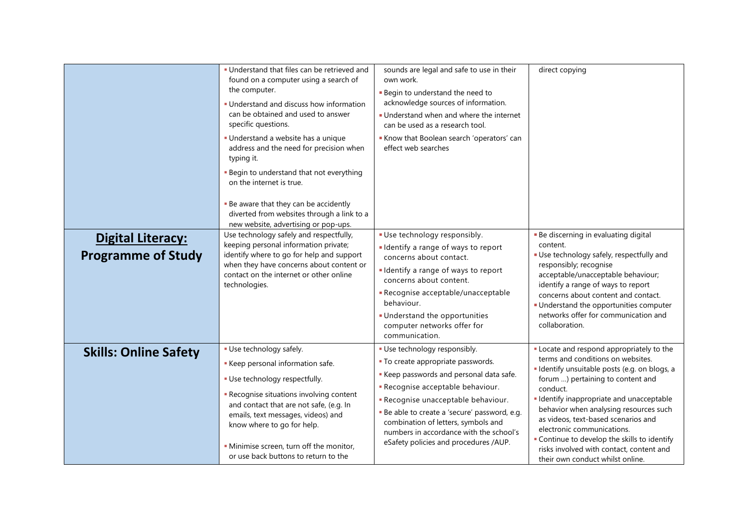| | | | |
|---|---|---|---|
| | ▪ Understand that files can be retrieved and found on a computer using a search of the computer.<br>▪ Understand and discuss how information can be obtained and used to answer specific questions.<br>▪ Understand a website has a unique address and the need for precision when typing it.<br>▪ Begin to understand that not everything on the internet is true.<br>▪ Be aware that they can be accidently diverted from websites through a link to a new website, advertising or pop-ups. | sounds are legal and safe to use in their own work.<br>▪ Begin to understand the need to acknowledge sources of information.<br>▪ Understand when and where the internet can be used as a research tool.<br>▪ Know that Boolean search 'operators' can effect web searches | direct copying |
| **Digital Literacy: Programme of Study** | Use technology safely and respectfully, keeping personal information private; identify where to go for help and support when they have concerns about content or contact on the internet or other online technologies. | ▪ Use technology responsibly.<br>▪ Identify a range of ways to report concerns about contact.<br>▪ Identify a range of ways to report concerns about content.<br>▪ Recognise acceptable/unacceptable behaviour.<br>▪ Understand the opportunities computer networks offer for communication. | ▪ Be discerning in evaluating digital content.<br>▪ Use technology safely, respectfully and responsibly; recognise acceptable/unacceptable behaviour; identify a range of ways to report concerns about content and contact.<br>▪ Understand the opportunities computer networks offer for communication and collaboration. |
| **Skills: Online Safety** | ▪ Use technology safely.<br>▪ Keep personal information safe.<br>▪ Use technology respectfully.<br>▪ Recognise situations involving content and contact that are not safe, (e.g. In emails, text messages, videos) and know where to go for help.<br>▪ Minimise screen, turn off the monitor, or use back buttons to return to the | ▪ Use technology responsibly.<br>▪ To create appropriate passwords.<br>▪ Keep passwords and personal data safe.<br>▪ Recognise acceptable behaviour.<br>▪ Recognise unacceptable behaviour.<br>▪ Be able to create a 'secure' password, e.g. combination of letters, symbols and numbers in accordance with the school's eSafety policies and procedures /AUP. | ▪ Locate and respond appropriately to the terms and conditions on websites.<br>▪ Identify unsuitable posts (e.g. on blogs, a forum …) pertaining to content and conduct.<br>▪ Identify inappropriate and unacceptable behavior when analysing resources such as videos, text-based scenarios and electronic communications.<br>▪ Continue to develop the skills to identify risks involved with contact, content and their own conduct whilst online. |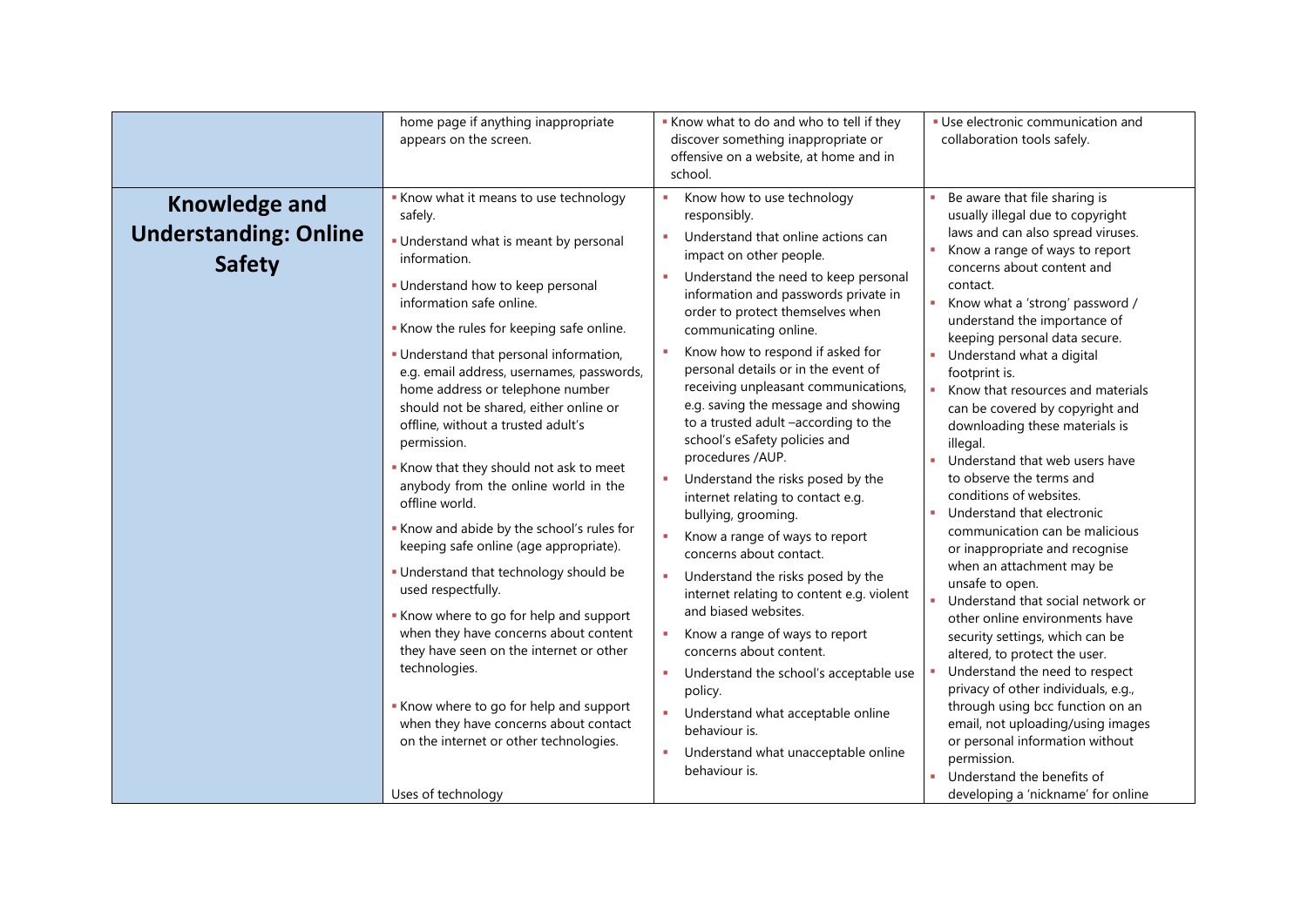| | | | |
|---|---|---|---|
| | home page if anything inappropriate appears on the screen. | ▪ Know what to do and who to tell if they discover something inappropriate or offensive on a website, at home and in school. | ▪ Use electronic communication and collaboration tools safely. |
| **Knowledge and Understanding: Online Safety** | ▪ Know what it means to use technology safely.<br>▪ Understand what is meant by personal information.<br>▪ Understand how to keep personal information safe online.<br>▪ Know the rules for keeping safe online.<br>▪ Understand that personal information, e.g. email address, usernames, passwords, home address or telephone number should not be shared, either online or offline, without a trusted adult's permission.<br>▪ Know that they should not ask to meet anybody from the online world in the offline world.<br>▪ Know and abide by the school's rules for keeping safe online (age appropriate).<br>▪ Understand that technology should be used respectfully.<br>▪ Know where to go for help and support when they have concerns about content they have seen on the internet or other technologies.<br>▪ Know where to go for help and support when they have concerns about contact on the internet or other technologies.<br><br>Uses of technology | ▪ Know how to use technology responsibly.<br>▪ Understand that online actions can impact on other people.<br>▪ Understand the need to keep personal information and passwords private in order to protect themselves when communicating online.<br>▪ Know how to respond if asked for personal details or in the event of receiving unpleasant communications, e.g. saving the message and showing to a trusted adult –according to the school's eSafety policies and procedures /AUP.<br>▪ Understand the risks posed by the internet relating to contact e.g. bullying, grooming.<br>▪ Know a range of ways to report concerns about contact.<br>▪ Understand the risks posed by the internet relating to content e.g. violent and biased websites.<br>▪ Know a range of ways to report concerns about content.<br>▪ Understand the school's acceptable use policy.<br>▪ Understand what acceptable online behaviour is.<br>▪ Understand what unacceptable online behaviour is. | ▪ Be aware that file sharing is usually illegal due to copyright laws and can also spread viruses.<br>▪ Know a range of ways to report concerns about content and contact.<br>▪ Know what a 'strong' password / understand the importance of keeping personal data secure.<br>▪ Understand what a digital footprint is.<br>▪ Know that resources and materials can be covered by copyright and downloading these materials is illegal.<br>▪ Understand that web users have to observe the terms and conditions of websites.<br>▪ Understand that electronic communication can be malicious or inappropriate and recognise when an attachment may be unsafe to open.<br>▪ Understand that social network or other online environments have security settings, which can be altered, to protect the user.<br>▪ Understand the need to respect privacy of other individuals, e.g., through using bcc function on an email, not uploading/using images or personal information without permission.<br>▪ Understand the benefits of developing a 'nickname' for online |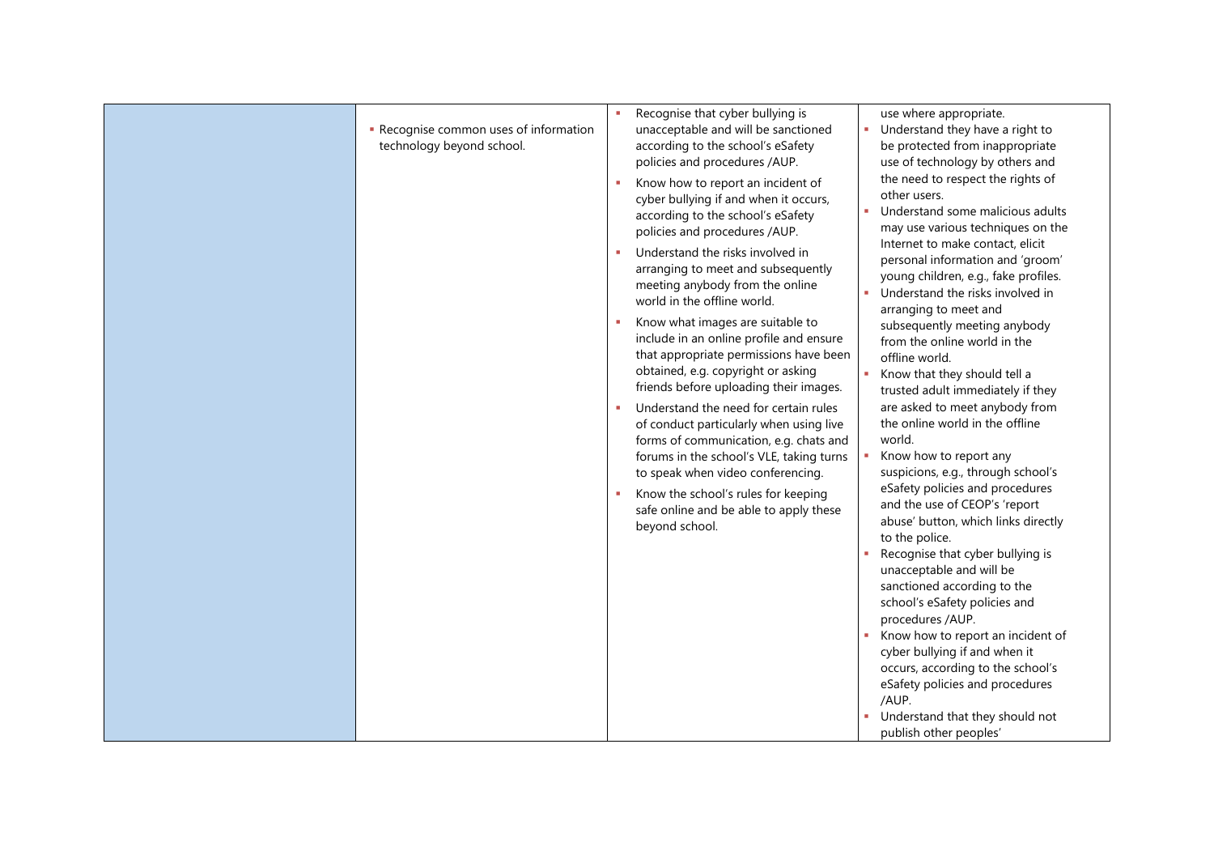|  | ▪ Recognise common uses of information technology beyond school. | ▪ Recognise that cyber bullying is unacceptable and will be sanctioned according to the school's eSafety policies and procedures /AUP.<br>▪ Know how to report an incident of cyber bullying if and when it occurs, according to the school's eSafety policies and procedures /AUP.<br>▪ Understand the risks involved in arranging to meet and subsequently meeting anybody from the online world in the offline world.<br>▪ Know what images are suitable to include in an online profile and ensure that appropriate permissions have been obtained, e.g. copyright or asking friends before uploading their images.<br>▪ Understand the need for certain rules of conduct particularly when using live forms of communication, e.g. chats and forums in the school's VLE, taking turns to speak when video conferencing.<br>▪ Know the school's rules for keeping safe online and be able to apply these beyond school. | use where appropriate.<br>▪ Understand they have a right to be protected from inappropriate use of technology by others and the need to respect the rights of other users.<br>▪ Understand some malicious adults may use various techniques on the Internet to make contact, elicit personal information and 'groom' young children, e.g., fake profiles.<br>▪ Understand the risks involved in arranging to meet and subsequently meeting anybody from the online world in the offline world.<br>▪ Know that they should tell a trusted adult immediately if they are asked to meet anybody from the online world in the offline world.<br>▪ Know how to report any suspicions, e.g., through school's eSafety policies and procedures and the use of CEOP's 'report abuse' button, which links directly to the police.<br>▪ Recognise that cyber bullying is unacceptable and will be sanctioned according to the school's eSafety policies and procedures /AUP.<br>▪ Know how to report an incident of cyber bullying if and when it occurs, according to the school's eSafety policies and procedures /AUP.<br>▪ Understand that they should not publish other peoples' |
|---|---|---|---|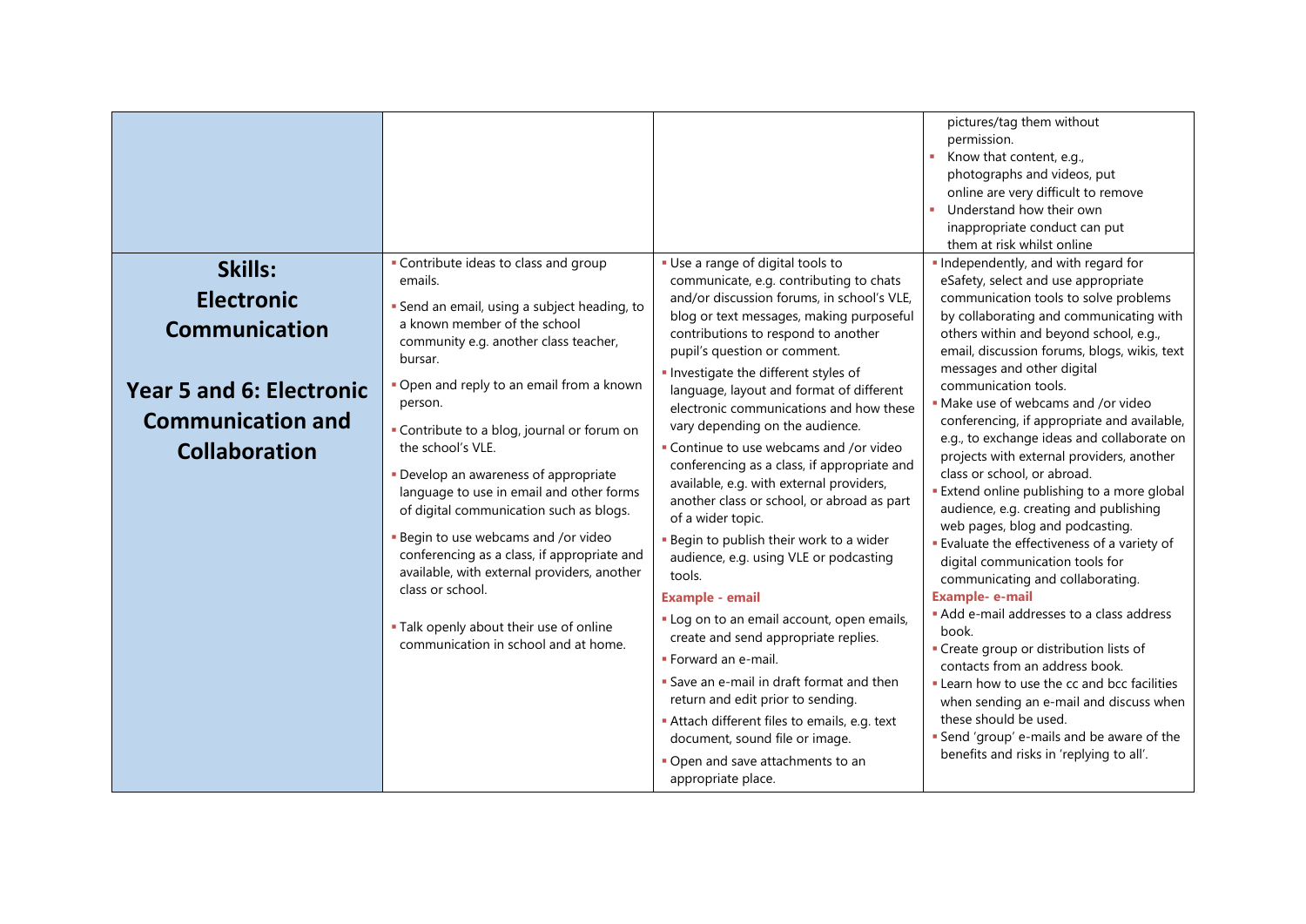| | | | |
|---|---|---|---|
| | | | pictures/tag them without permission.<br>▪ Know that content, e.g., photographs and videos, put online are very difficult to remove<br>▪ Understand how their own inappropriate conduct can put them at risk whilst online |
| **Skills: Electronic Communication**<br><br>**Year 5 and 6: Electronic Communication and Collaboration** | ▪ Contribute ideas to class and group emails.<br>▪ Send an email, using a subject heading, to a known member of the school community e.g. another class teacher, bursar.<br>▪ Open and reply to an email from a known person.<br>▪ Contribute to a blog, journal or forum on the school's VLE.<br>▪ Develop an awareness of appropriate language to use in email and other forms of digital communication such as blogs.<br>▪ Begin to use webcams and /or video conferencing as a class, if appropriate and available, with external providers, another class or school.<br>▪ Talk openly about their use of online communication in school and at home. | ▪ Use a range of digital tools to communicate, e.g. contributing to chats and/or discussion forums, in school's VLE, blog or text messages, making purposeful contributions to respond to another pupil's question or comment.<br>▪ Investigate the different styles of language, layout and format of different electronic communications and how these vary depending on the audience.<br>▪ Continue to use webcams and /or video conferencing as a class, if appropriate and available, e.g. with external providers, another class or school, or abroad as part of a wider topic.<br>▪ Begin to publish their work to a wider audience, e.g. using VLE or podcasting tools.<br>**Example - email**<br>▪ Log on to an email account, open emails, create and send appropriate replies.<br>▪ Forward an e-mail.<br>▪ Save an e-mail in draft format and then return and edit prior to sending.<br>▪ Attach different files to emails, e.g. text document, sound file or image.<br>▪ Open and save attachments to an appropriate place. | ▪ Independently, and with regard for eSafety, select and use appropriate communication tools to solve problems by collaborating and communicating with others within and beyond school, e.g., email, discussion forums, blogs, wikis, text messages and other digital communication tools.<br>▪ Make use of webcams and /or video conferencing, if appropriate and available, e.g., to exchange ideas and collaborate on projects with external providers, another class or school, or abroad.<br>▪ Extend online publishing to a more global audience, e.g. creating and publishing web pages, blog and podcasting.<br>▪ Evaluate the effectiveness of a variety of digital communication tools for communicating and collaborating.<br>**Example- e-mail**<br>▪ Add e-mail addresses to a class address book.<br>▪ Create group or distribution lists of contacts from an address book.<br>▪ Learn how to use the cc and bcc facilities when sending an e-mail and discuss when these should be used.<br>▪ Send 'group' e-mails and be aware of the benefits and risks in 'replying to all'. |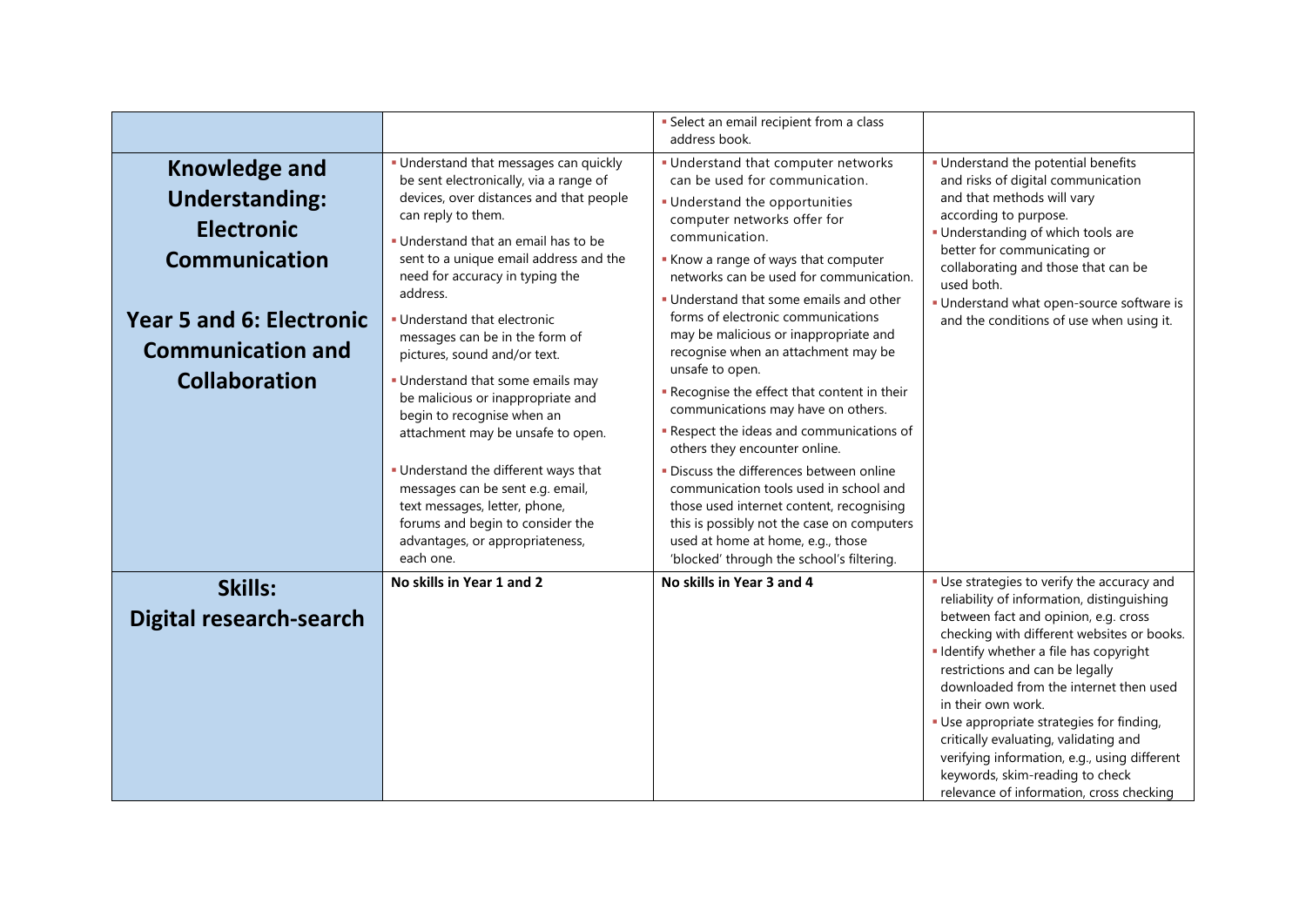| | | | |
|---|---|---|---|
| | | ▪ Select an email recipient from a class address book. | |
| **Knowledge and Understanding: Electronic Communication**<br><br>**Year 5 and 6: Electronic Communication and Collaboration** | ▪ Understand that messages can quickly be sent electronically, via a range of devices, over distances and that people can reply to them.<br>▪ Understand that an email has to be sent to a unique email address and the need for accuracy in typing the address.<br>▪ Understand that electronic messages can be in the form of pictures, sound and/or text.<br>▪ Understand that some emails may be malicious or inappropriate and begin to recognise when an attachment may be unsafe to open.<br>▪ Understand the different ways that messages can be sent e.g. email, text messages, letter, phone, forums and begin to consider the advantages, or appropriateness, each one. | ▪ Understand that computer networks can be used for communication.<br>▪ Understand the opportunities computer networks offer for communication.<br>▪ Know a range of ways that computer networks can be used for communication.<br>▪ Understand that some emails and other forms of electronic communications may be malicious or inappropriate and recognise when an attachment may be unsafe to open.<br>▪ Recognise the effect that content in their communications may have on others.<br>▪ Respect the ideas and communications of others they encounter online.<br>▪ Discuss the differences between online communication tools used in school and those used internet content, recognising this is possibly not the case on computers used at home at home, e.g., those 'blocked' through the school's filtering. | ▪ Understand the potential benefits and risks of digital communication and that methods will vary according to purpose.<br>▪ Understanding of which tools are better for communicating or collaborating and those that can be used both.<br>▪ Understand what open-source software is and the conditions of use when using it. |
| **Skills: Digital research-search** | **No skills in Year 1 and 2** | **No skills in Year 3 and 4** | ▪ Use strategies to verify the accuracy and reliability of information, distinguishing between fact and opinion, e.g. cross checking with different websites or books.<br>▪ Identify whether a file has copyright restrictions and can be legally downloaded from the internet then used in their own work.<br>▪ Use appropriate strategies for finding, critically evaluating, validating and verifying information, e.g., using different keywords, skim-reading to check relevance of information, cross checking |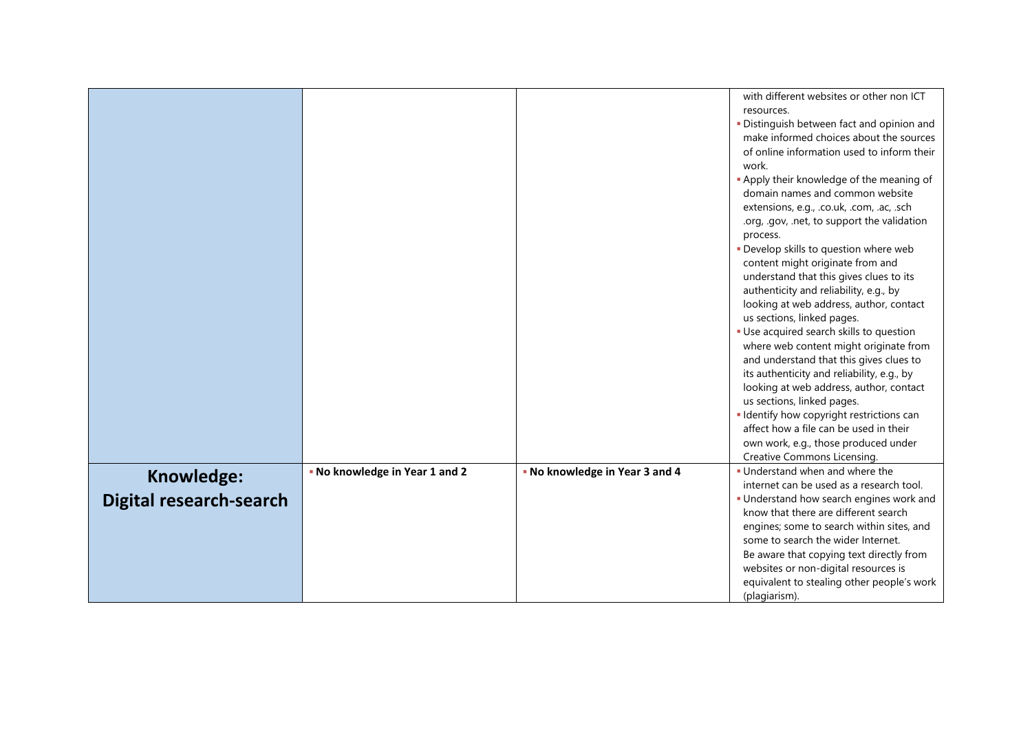| | | | |
|---|---|---|---|
| | | | with different websites or other non ICT resources.<br>▪ Distinguish between fact and opinion and make informed choices about the sources of online information used to inform their work.<br>▪ Apply their knowledge of the meaning of domain names and common website extensions, e.g., .co.uk, .com, .ac, .sch .org, .gov, .net, to support the validation process.<br>▪ Develop skills to question where web content might originate from and understand that this gives clues to its authenticity and reliability, e.g., by looking at web address, author, contact us sections, linked pages.<br>▪ Use acquired search skills to question where web content might originate from and understand that this gives clues to its authenticity and reliability, e.g., by looking at web address, author, contact us sections, linked pages.<br>▪ Identify how copyright restrictions can affect how a file can be used in their own work, e.g., those produced under Creative Commons Licensing. |
| **Knowledge: Digital research-search** | ▪ **No knowledge in Year 1 and 2** | ▪ **No knowledge in Year 3 and 4** | ▪ Understand when and where the internet can be used as a research tool.<br>▪ Understand how search engines work and know that there are different search engines; some to search within sites, and some to search the wider Internet.<br>Be aware that copying text directly from websites or non-digital resources is equivalent to stealing other people's work (plagiarism). |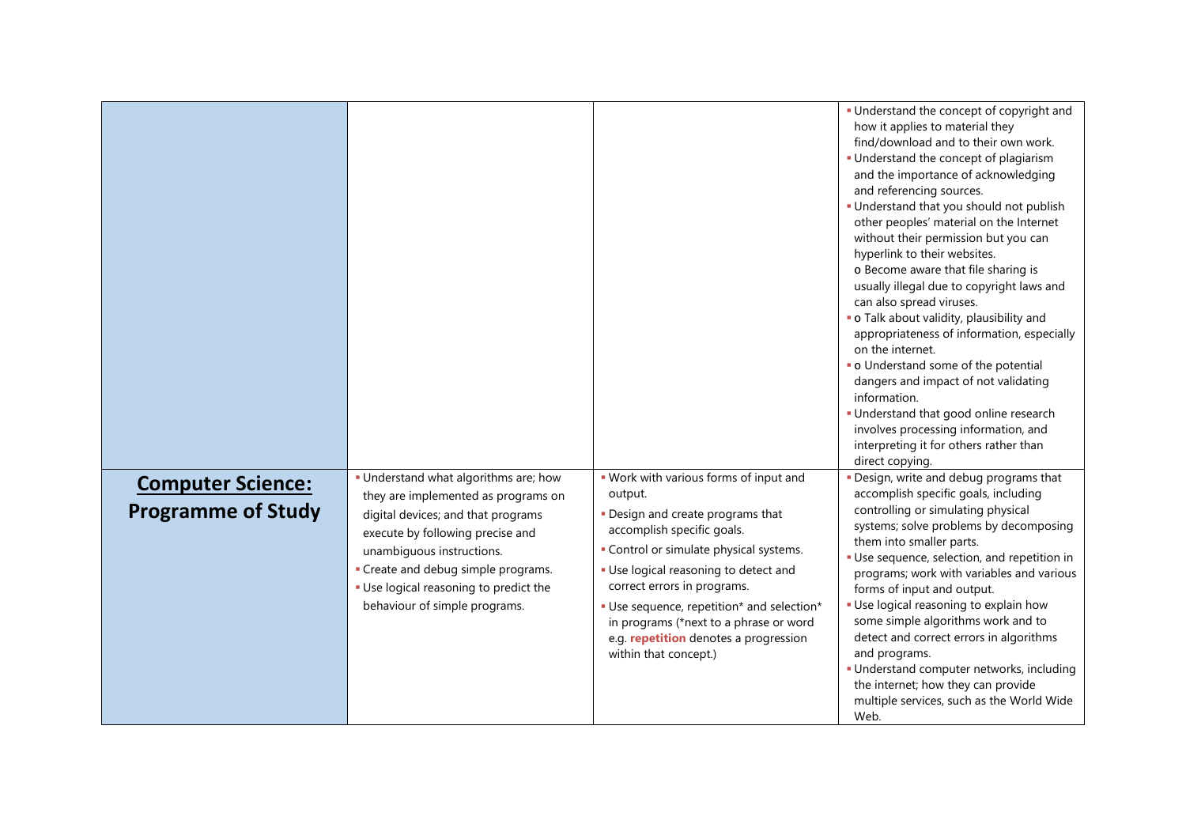| | | | |
|---|---|---|---|
| | | | ▪ Understand the concept of copyright and how it applies to material they find/download and to their own work.<br>▪ Understand the concept of plagiarism and the importance of acknowledging and referencing sources.<br>▪ Understand that you should not publish other peoples' material on the Internet without their permission but you can hyperlink to their websites.<br>o Become aware that file sharing is usually illegal due to copyright laws and can also spread viruses.<br>▪ o Talk about validity, plausibility and appropriateness of information, especially on the internet.<br>▪ o Understand some of the potential dangers and impact of not validating information.<br>▪ Understand that good online research involves processing information, and interpreting it for others rather than direct copying. |
| **Computer Science: Programme of Study** | ▪ Understand what algorithms are; how they are implemented as programs on digital devices; and that programs execute by following precise and unambiguous instructions.<br>▪ Create and debug simple programs.<br>▪ Use logical reasoning to predict the behaviour of simple programs. | ▪ Work with various forms of input and output.<br>▪ Design and create programs that accomplish specific goals.<br>▪ Control or simulate physical systems.<br>▪ Use logical reasoning to detect and correct errors in programs.<br>▪ Use sequence, repetition* and selection* in programs (*next to a phrase or word e.g. **repetition** denotes a progression within that concept.) | ▪ Design, write and debug programs that accomplish specific goals, including controlling or simulating physical systems; solve problems by decomposing them into smaller parts.<br>▪ Use sequence, selection, and repetition in programs; work with variables and various forms of input and output.<br>▪ Use logical reasoning to explain how some simple algorithms work and to detect and correct errors in algorithms and programs.<br>▪ Understand computer networks, including the internet; how they can provide multiple services, such as the World Wide Web. |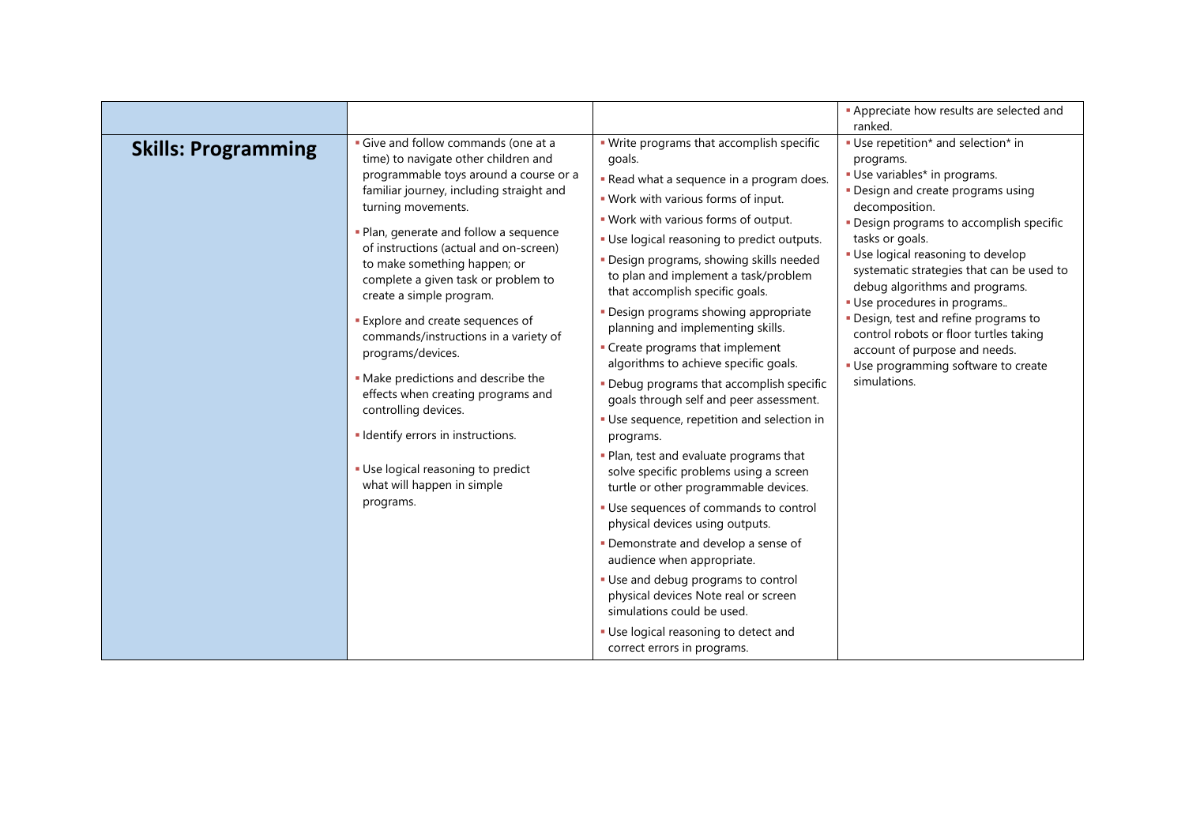| | | | |
|---|---|---|---|
| | | | ▪ Appreciate how results are selected and ranked. |
| **Skills: Programming** | ▪ Give and follow commands (one at a time) to navigate other children and programmable toys around a course or a familiar journey, including straight and turning movements.<br>▪ Plan, generate and follow a sequence of instructions (actual and on-screen) to make something happen; or complete a given task or problem to create a simple program.<br>▪ Explore and create sequences of commands/instructions in a variety of programs/devices.<br>▪ Make predictions and describe the effects when creating programs and controlling devices.<br>▪ Identify errors in instructions.<br>▪ Use logical reasoning to predict what will happen in simple programs. | ▪ Write programs that accomplish specific goals.<br>▪ Read what a sequence in a program does.<br>▪ Work with various forms of input.<br>▪ Work with various forms of output.<br>▪ Use logical reasoning to predict outputs.<br>▪ Design programs, showing skills needed to plan and implement a task/problem that accomplish specific goals.<br>▪ Design programs showing appropriate planning and implementing skills.<br>▪ Create programs that implement algorithms to achieve specific goals.<br>▪ Debug programs that accomplish specific goals through self and peer assessment.<br>▪ Use sequence, repetition and selection in programs.<br>▪ Plan, test and evaluate programs that solve specific problems using a screen turtle or other programmable devices.<br>▪ Use sequences of commands to control physical devices using outputs.<br>▪ Demonstrate and develop a sense of audience when appropriate.<br>▪ Use and debug programs to control physical devices Note real or screen simulations could be used.<br>▪ Use logical reasoning to detect and correct errors in programs. | ▪ Use repetition* and selection* in programs.<br>▪ Use variables* in programs.<br>▪ Design and create programs using decomposition.<br>▪ Design programs to accomplish specific tasks or goals.<br>▪ Use logical reasoning to develop systematic strategies that can be used to debug algorithms and programs.<br>▪ Use procedures in programs..<br>▪ Design, test and refine programs to control robots or floor turtles taking account of purpose and needs.<br>▪ Use programming software to create simulations. |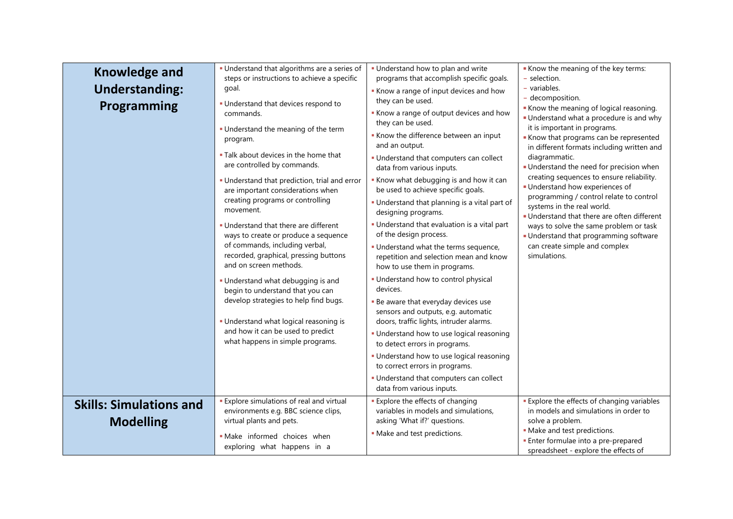| | | | |
|---|---|---|---|
| **Knowledge and Understanding: Programming** | ▪ Understand that algorithms are a series of steps or instructions to achieve a specific goal.<br>▪ Understand that devices respond to commands.<br>▪ Understand the meaning of the term program.<br>▪ Talk about devices in the home that are controlled by commands.<br>▪ Understand that prediction, trial and error are important considerations when creating programs or controlling movement.<br>▪ Understand that there are different ways to create or produce a sequence of commands, including verbal, recorded, graphical, pressing buttons and on screen methods.<br>▪ Understand what debugging is and begin to understand that you can develop strategies to help find bugs.<br>▪ Understand what logical reasoning is and how it can be used to predict what happens in simple programs. | ▪ Understand how to plan and write programs that accomplish specific goals.<br>▪ Know a range of input devices and how they can be used.<br>▪ Know a range of output devices and how they can be used.<br>▪ Know the difference between an input and an output.<br>▪ Understand that computers can collect data from various inputs.<br>▪ Know what debugging is and how it can be used to achieve specific goals.<br>▪ Understand that planning is a vital part of designing programs.<br>▪ Understand that evaluation is a vital part of the design process.<br>▪ Understand what the terms sequence, repetition and selection mean and know how to use them in programs.<br>▪ Understand how to control physical devices.<br>▪ Be aware that everyday devices use sensors and outputs, e.g. automatic doors, traffic lights, intruder alarms.<br>▪ Understand how to use logical reasoning to detect errors in programs.<br>▪ Understand how to use logical reasoning to correct errors in programs.<br>▪ Understand that computers can collect data from various inputs. | ▪ Know the meaning of the key terms:<br>- selection.<br>- variables.<br>- decomposition.<br>▪ Know the meaning of logical reasoning.<br>▪ Understand what a procedure is and why it is important in programs.<br>▪ Know that programs can be represented in different formats including written and diagrammatic.<br>▪ Understand the need for precision when creating sequences to ensure reliability.<br>▪ Understand how experiences of programming / control relate to control systems in the real world.<br>▪ Understand that there are often different ways to solve the same problem or task<br>▪ Understand that programming software can create simple and complex simulations. |
| **Skills: Simulations and Modelling** | ▪ Explore simulations of real and virtual environments e.g. BBC science clips, virtual plants and pets.<br>▪ Make informed choices when exploring what happens in a | ▪ Explore the effects of changing variables in models and simulations, asking 'What if?' questions.<br>▪ Make and test predictions. | ▪ Explore the effects of changing variables in models and simulations in order to solve a problem.<br>▪ Make and test predictions.<br>▪ Enter formulae into a pre-prepared spreadsheet - explore the effects of |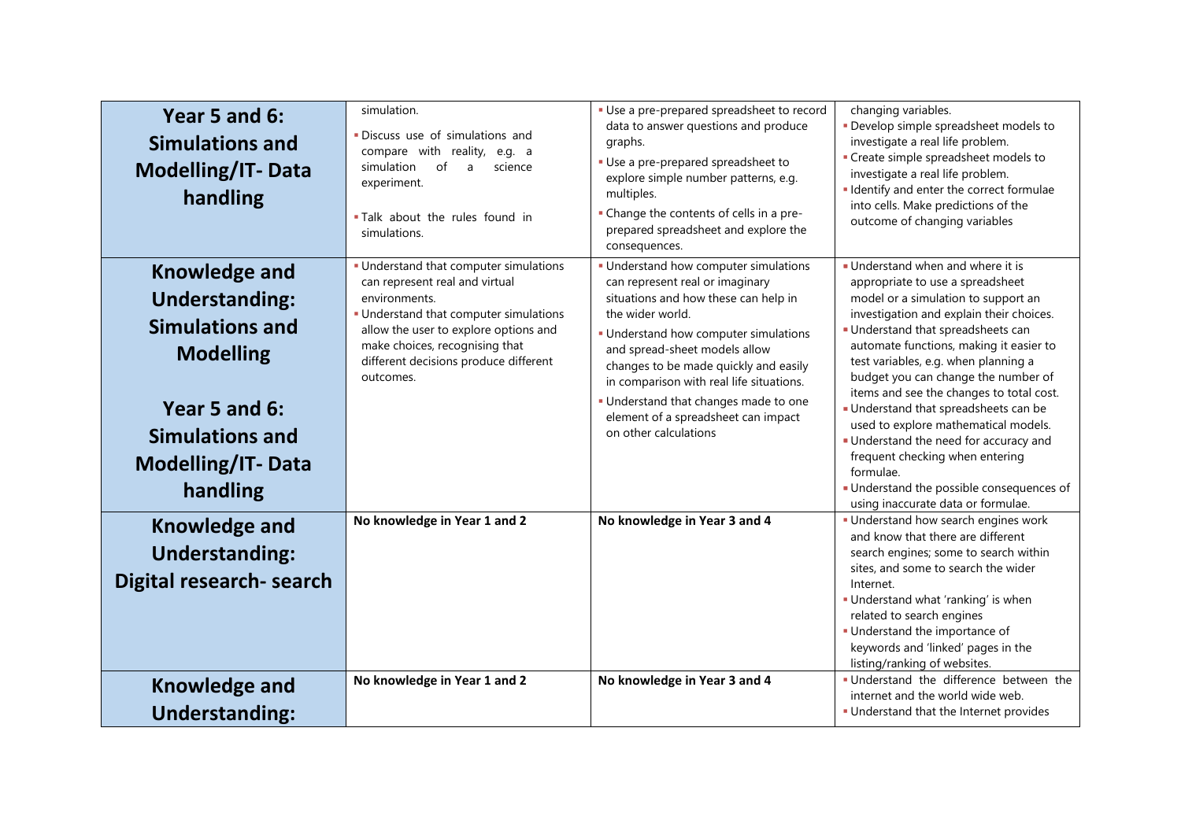| | | | |
|---|---|---|---|
| **Year 5 and 6: Simulations and Modelling/IT- Data handling** | simulation.<br>▪ Discuss use of simulations and compare with reality, e.g. a simulation of a science experiment.<br>▪ Talk about the rules found in simulations. | ▪ Use a pre-prepared spreadsheet to record data to answer questions and produce graphs.<br>▪ Use a pre-prepared spreadsheet to explore simple number patterns, e.g. multiples.<br>▪ Change the contents of cells in a pre-prepared spreadsheet and explore the consequences. | changing variables.<br>▪ Develop simple spreadsheet models to investigate a real life problem.<br>▪ Create simple spreadsheet models to investigate a real life problem.<br>▪ Identify and enter the correct formulae into cells. Make predictions of the outcome of changing variables |
| **Knowledge and Understanding: Simulations and Modelling**<br><br>**Year 5 and 6: Simulations and Modelling/IT- Data handling** | ▪ Understand that computer simulations can represent real and virtual environments.<br>▪ Understand that computer simulations allow the user to explore options and make choices, recognising that different decisions produce different outcomes. | ▪ Understand how computer simulations can represent real or imaginary situations and how these can help in the wider world.<br>▪ Understand how computer simulations and spread-sheet models allow changes to be made quickly and easily in comparison with real life situations.<br>▪ Understand that changes made to one element of a spreadsheet can impact on other calculations | ▪ Understand when and where it is appropriate to use a spreadsheet model or a simulation to support an investigation and explain their choices.<br>▪ Understand that spreadsheets can automate functions, making it easier to test variables, e.g. when planning a budget you can change the number of items and see the changes to total cost.<br>▪ Understand that spreadsheets can be used to explore mathematical models.<br>▪ Understand the need for accuracy and frequent checking when entering formulae.<br>▪ Understand the possible consequences of using inaccurate data or formulae. |
| **Knowledge and Understanding: Digital research- search** | **No knowledge in Year 1 and 2** | **No knowledge in Year 3 and 4** | ▪ Understand how search engines work and know that there are different search engines; some to search within sites, and some to search the wider Internet.<br>▪ Understand what 'ranking' is when related to search engines<br>▪ Understand the importance of keywords and 'linked' pages in the listing/ranking of websites. |
| **Knowledge and Understanding:** | **No knowledge in Year 1 and 2** | **No knowledge in Year 3 and 4** | ▪ Understand the difference between the internet and the world wide web.<br>▪ Understand that the Internet provides |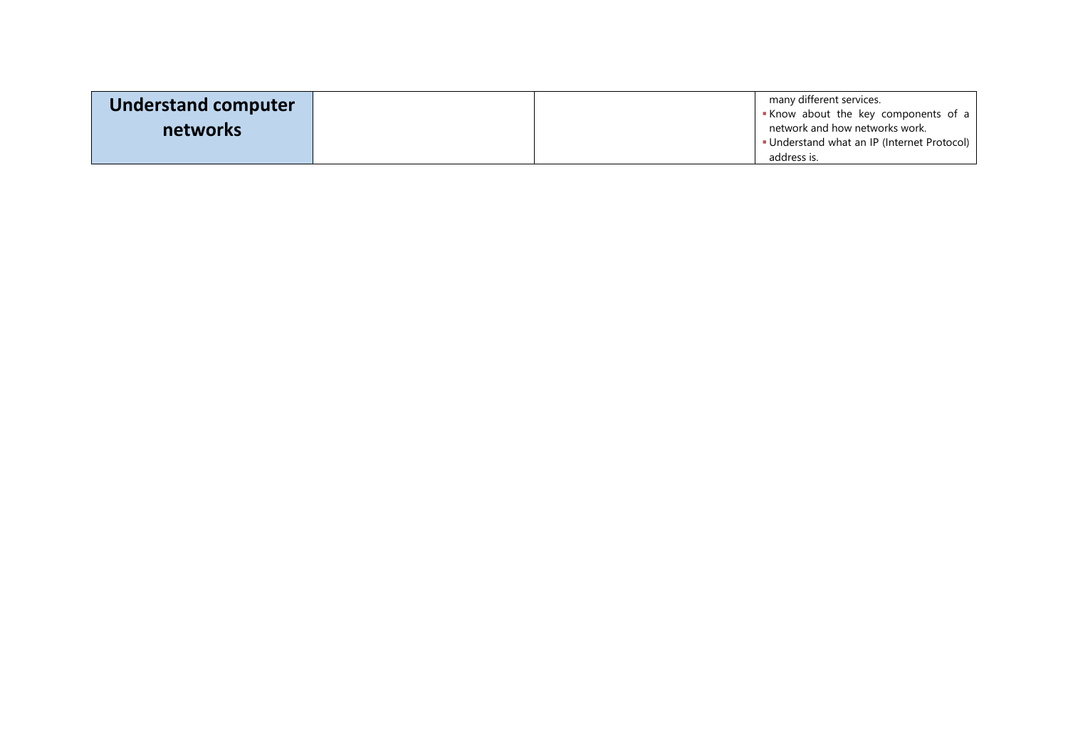| | | | |
|---|---|---|---|
| **Understand computer networks** | | | many different services.<br>▪ Know about the key components of a network and how networks work.<br>▪ Understand what an IP (Internet Protocol) address is. |